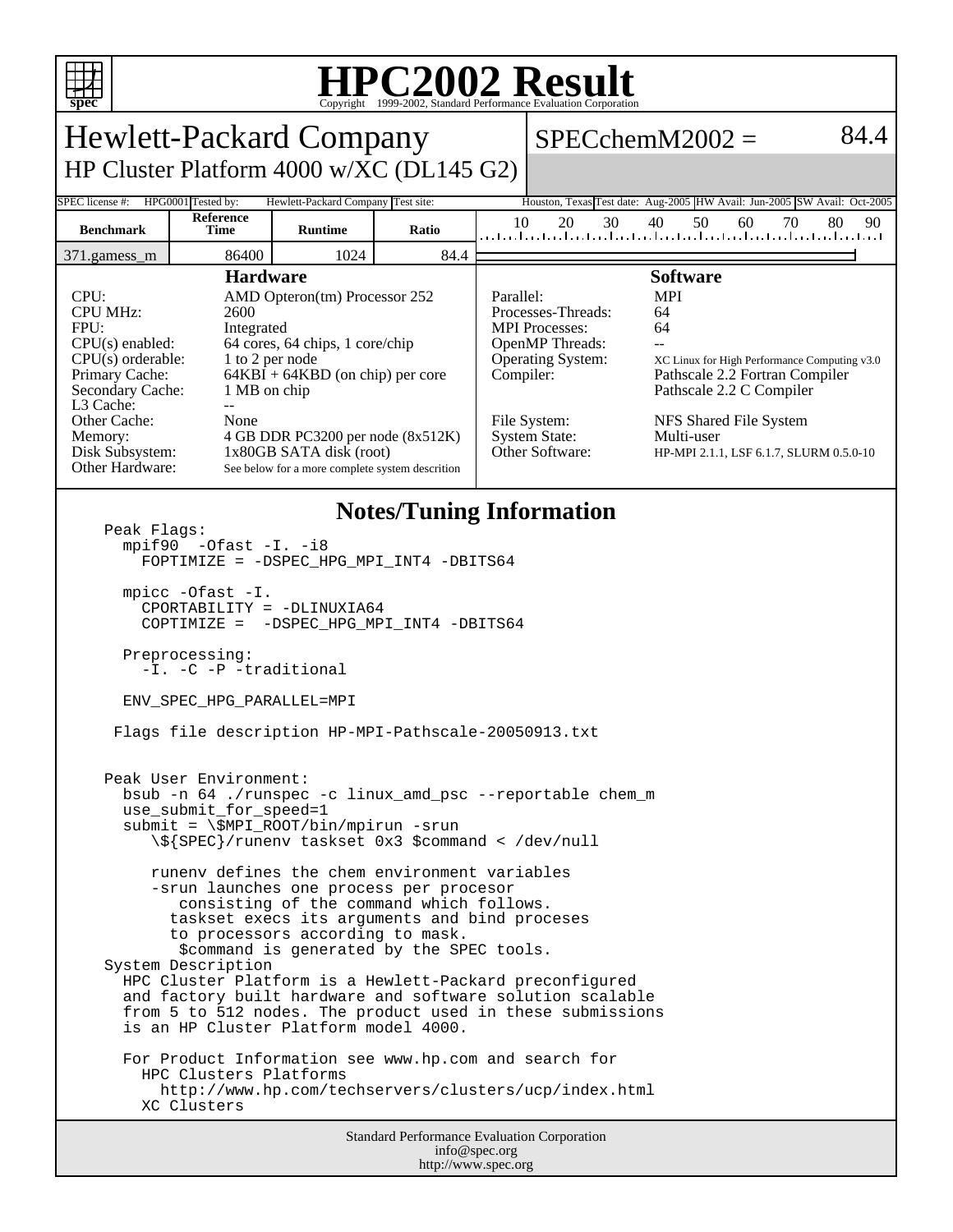# HPC2002 Result

Copyright 1999-2002, Standard Performance Evaluation Corporation

## Hewlett-Packard Company

### HP Cluster Platform 4000 w/XC (DL145 G2)

SPECchemM2002 = 84.4

SPEC license #: HPG0001 Tested by: Hewlett-Packard Company Test site: Houston, Texas Test date: Aug-2005 HW Avail: Jun-2005 SW Avail: Oct-2005

| Benchmark | Reference Time | Runtime | Ratio |
|---|---|---|---|
| 371.gamess_m | 86400 | 1024 | 84.4 |

### Hardware

| | |
|---|---|
| CPU: | AMD Opteron(tm) Processor 252 |
| CPU MHz: | 2600 |
| FPU: | Integrated |
| CPU(s) enabled: | 64 cores, 64 chips, 1 core/chip |
| CPU(s) orderable: | 1 to 2 per node |
| Primary Cache: | 64KBI + 64KBD (on chip) per core |
| Secondary Cache: | 1 MB on chip |
| L3 Cache: | -- |
| Other Cache: | None |
| Memory: | 4 GB DDR PC3200 per node (8x512K) |
| Disk Subsystem: | 1x80GB SATA disk (root) |
| Other Hardware: | See below for a more complete system descrition |

### Software

| | |
|---|---|
| Parallel: | MPI |
| Processes-Threads: | 64 |
| MPI Processes: | 64 |
| OpenMP Threads: | -- |
| Operating System: | XC Linux for High Performance Computing v3.0 |
| Compiler: | Pathscale 2.2 Fortran Compiler<br>Pathscale 2.2 C Compiler |
| File System: | NFS Shared File System |
| System State: | Multi-user |
| Other Software: | HP-MPI 2.1.1, LSF 6.1.7, SLURM 0.5.0-10 |

## Notes/Tuning Information

```
Peak Flags:
  mpif90  -Ofast -I. -i8
    FOPTIMIZE = -DSPEC_HPG_MPI_INT4 -DBITS64

  mpicc -Ofast -I.
    CPORTABILITY = -DLINUXIA64
    COPTIMIZE =  -DSPEC_HPG_MPI_INT4 -DBITS64

  Preprocessing:
    -I. -C -P -traditional

  ENV_SPEC_HPG_PARALLEL=MPI

 Flags file description HP-MPI-Pathscale-20050913.txt


Peak User Environment:
  bsub -n 64 ./runspec -c linux_amd_psc --reportable chem_m
  use_submit_for_speed=1
  submit = \$MPI_ROOT/bin/mpirun -srun
     \${SPEC}/runenv taskset 0x3 $command < /dev/null

     runenv defines the chem environment variables
     -srun launches one process per procesor
        consisting of the command which follows.
       taskset execs its arguments and bind proceses
       to processors according to mask.
        $command is generated by the SPEC tools.
System Description
  HPC Cluster Platform is a Hewlett-Packard preconfigured
  and factory built hardware and software solution scalable
  from 5 to 512 nodes. The product used in these submissions
  is an HP Cluster Platform model 4000.

  For Product Information see www.hp.com and search for
    HPC Clusters Platforms
      http://www.hp.com/techservers/clusters/ucp/index.html
    XC Clusters
```

Standard Performance Evaluation Corporation
info@spec.org
http://www.spec.org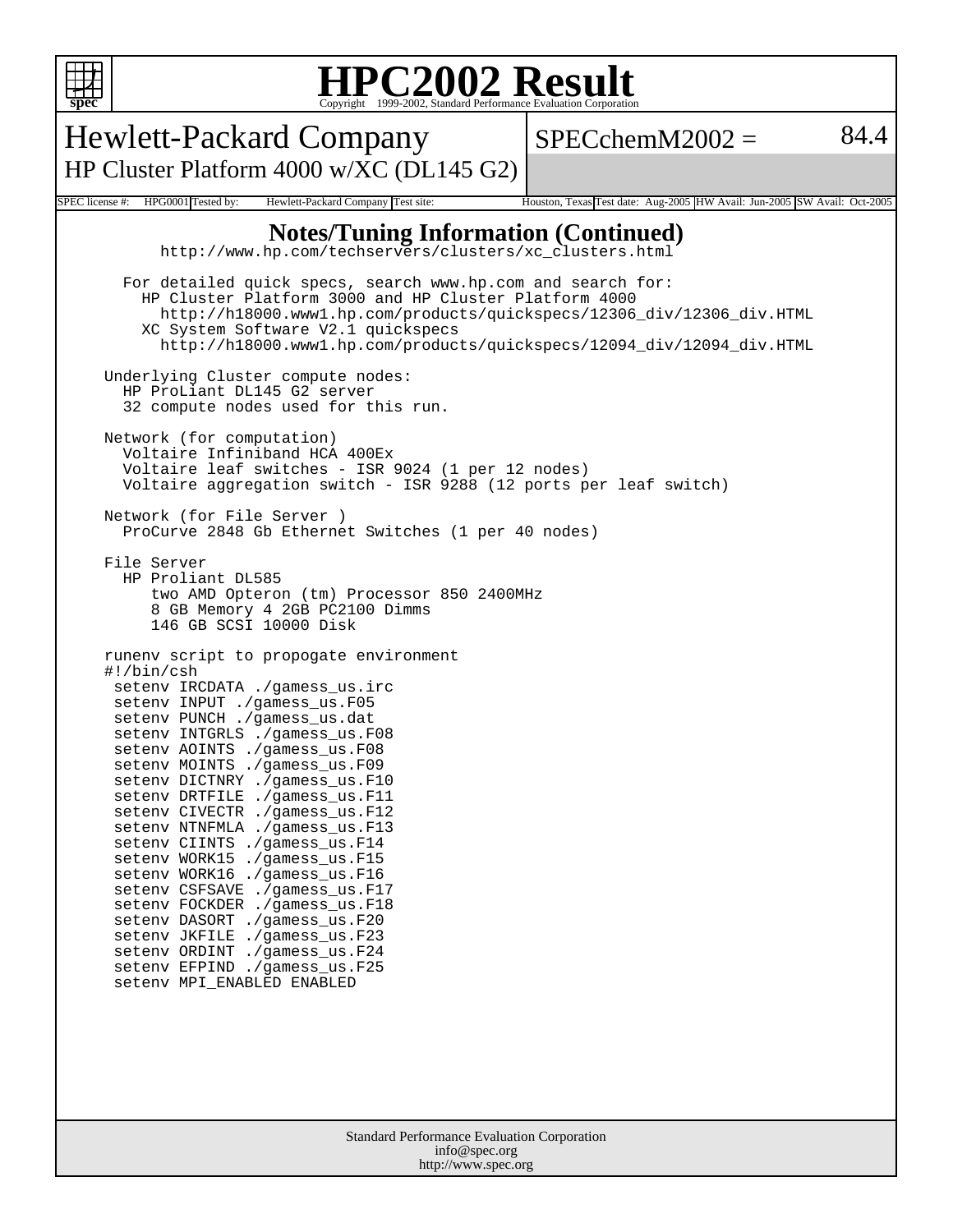# HPC2002 Result

Copyright 1999-2002, Standard Performance Evaluation Corporation

Hewlett-Packard Company
HP Cluster Platform 4000 w/XC (DL145 G2)

SPECchemM2002 = 84.4

SPEC license #: HPG0001 Tested by: Hewlett-Packard Company Test site: Houston, Texas Test date: Aug-2005 HW Avail: Jun-2005 SW Avail: Oct-2005

## Notes/Tuning Information (Continued)

```
        http://www.hp.com/techservers/clusters/xc_clusters.html

      For detailed quick specs, search www.hp.com and search for:
        HP Cluster Platform 3000 and HP Cluster Platform 4000
          http://h18000.www1.hp.com/products/quickspecs/12306_div/12306_div.HTML
        XC System Software V2.1 quickspecs
          http://h18000.www1.hp.com/products/quickspecs/12094_div/12094_div.HTML

    Underlying Cluster compute nodes:
      HP ProLiant DL145 G2 server
      32 compute nodes used for this run.

    Network (for computation)
      Voltaire Infiniband HCA 400Ex
      Voltaire leaf switches - ISR 9024 (1 per 12 nodes)
      Voltaire aggregation switch - ISR 9288 (12 ports per leaf switch)

    Network (for File Server )
      ProCurve 2848 Gb Ethernet Switches (1 per 40 nodes)

    File Server
      HP Proliant DL585
         two AMD Opteron (tm) Processor 850 2400MHz
         8 GB Memory 4 2GB PC2100 Dimms
         146 GB SCSI 10000 Disk

    runenv script to propogate environment
    #!/bin/csh
     setenv IRCDATA ./gamess_us.irc
     setenv INPUT ./gamess_us.F05
     setenv PUNCH ./gamess_us.dat
     setenv INTGRLS ./gamess_us.F08
     setenv AOINTS ./gamess_us.F08
     setenv MOINTS ./gamess_us.F09
     setenv DICTNRY ./gamess_us.F10
     setenv DRTFILE ./gamess_us.F11
     setenv CIVECTR ./gamess_us.F12
     setenv NTNFMLA ./gamess_us.F13
     setenv CIINTS ./gamess_us.F14
     setenv WORK15 ./gamess_us.F15
     setenv WORK16 ./gamess_us.F16
     setenv CSFSAVE ./gamess_us.F17
     setenv FOCKDER ./gamess_us.F18
     setenv DASORT ./gamess_us.F20
     setenv JKFILE ./gamess_us.F23
     setenv ORDINT ./gamess_us.F24
     setenv EFPIND ./gamess_us.F25
     setenv MPI_ENABLED ENABLED
```

Standard Performance Evaluation Corporation
info@spec.org
http://www.spec.org